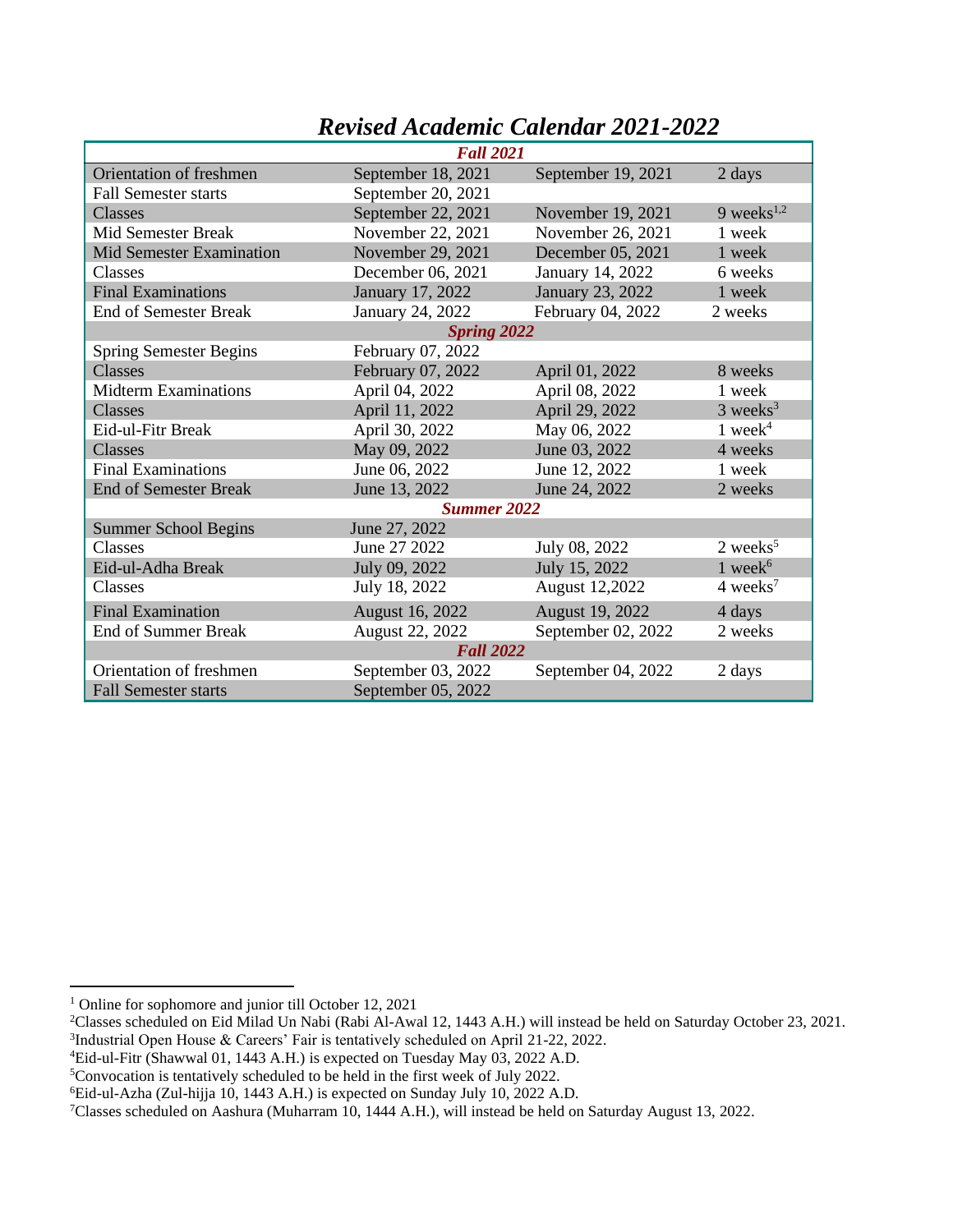# *Revised Academic Calendar 2021-2022*

| | | | |
|---|---|---|---|
| ***Fall 2021*** | | | |
| Orientation of freshmen | September 18, 2021 | September 19, 2021 | 2 days |
| Fall Semester starts | September 20, 2021 | | |
| Classes | September 22, 2021 | November 19, 2021 | 9 weeks[1,2] |
| Mid Semester Break | November 22, 2021 | November 26, 2021 | 1 week |
| Mid Semester Examination | November 29, 2021 | December 05, 2021 | 1 week |
| Classes | December 06, 2021 | January 14, 2022 | 6 weeks |
| Final Examinations | January 17, 2022 | January 23, 2022 | 1 week |
| End of Semester Break | January 24, 2022 | February 04, 2022 | 2 weeks |
| ***Spring 2022*** | | | |
| Spring Semester Begins | February 07, 2022 | | |
| Classes | February 07, 2022 | April 01, 2022 | 8 weeks |
| Midterm Examinations | April 04, 2022 | April 08, 2022 | 1 week |
| Classes | April 11, 2022 | April 29, 2022 | 3 weeks[3] |
| Eid-ul-Fitr Break | April 30, 2022 | May 06, 2022 | 1 week[4] |
| Classes | May 09, 2022 | June 03, 2022 | 4 weeks |
| Final Examinations | June 06, 2022 | June 12, 2022 | 1 week |
| End of Semester Break | June 13, 2022 | June 24, 2022 | 2 weeks |
| ***Summer 2022*** | | | |
| Summer School Begins | June 27, 2022 | | |
| Classes | June 27 2022 | July 08, 2022 | 2 weeks[5] |
| Eid-ul-Adha Break | July 09, 2022 | July 15, 2022 | 1 week[6] |
| Classes | July 18, 2022 | August 12,2022 | 4 weeks[7] |
| Final Examination | August 16, 2022 | August 19, 2022 | 4 days |
| End of Summer Break | August 22, 2022 | September 02, 2022 | 2 weeks |
| ***Fall 2022*** | | | |
| Orientation of freshmen | September 03, 2022 | September 04, 2022 | 2 days |
| Fall Semester starts | September 05, 2022 | | |

[1] Online for sophomore and junior till October 12, 2021

[2] Classes scheduled on Eid Milad Un Nabi (Rabi Al-Awal 12, 1443 A.H.) will instead be held on Saturday October 23, 2021.

[3] Industrial Open House & Careers' Fair is tentatively scheduled on April 21-22, 2022.

[4] Eid-ul-Fitr (Shawwal 01, 1443 A.H.) is expected on Tuesday May 03, 2022 A.D.

[5] Convocation is tentatively scheduled to be held in the first week of July 2022.

[6] Eid-ul-Azha (Zul-hijja 10, 1443 A.H.) is expected on Sunday July 10, 2022 A.D.

[7] Classes scheduled on Aashura (Muharram 10, 1444 A.H.), will instead be held on Saturday August 13, 2022.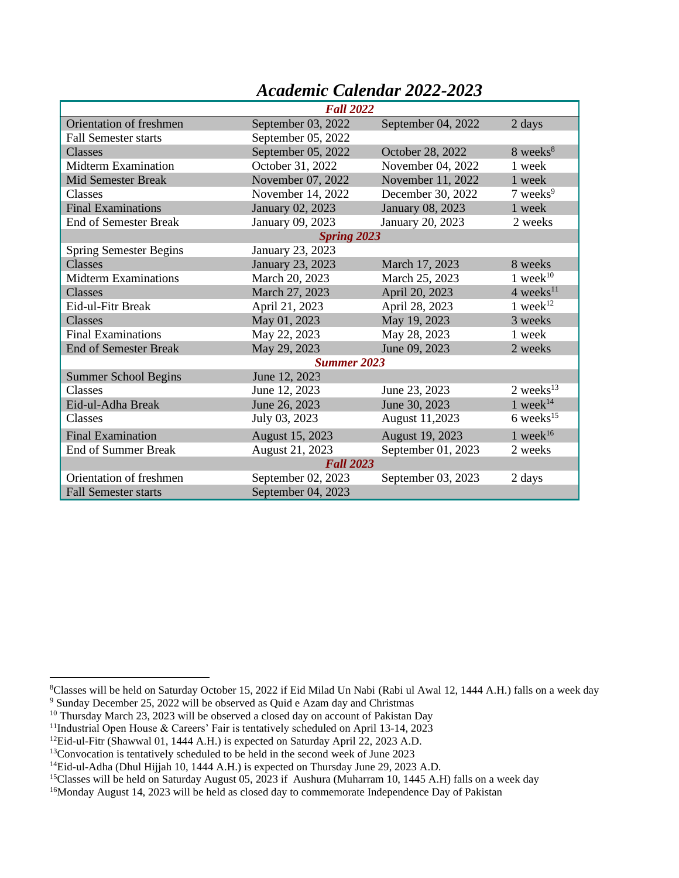# *Academic Calendar 2022-2023*

| | | | |
|---|---|---|---|
| ***Fall 2022*** | | | |
| Orientation of freshmen | September 03, 2022 | September 04, 2022 | 2 days |
| Fall Semester starts | September 05, 2022 | | |
| Classes | September 05, 2022 | October 28, 2022 | 8 weeks[8] |
| Midterm Examination | October 31, 2022 | November 04, 2022 | 1 week |
| Mid Semester Break | November 07, 2022 | November 11, 2022 | 1 week |
| Classes | November 14, 2022 | December 30, 2022 | 7 weeks[9] |
| Final Examinations | January 02, 2023 | January 08, 2023 | 1 week |
| End of Semester Break | January 09, 2023 | January 20, 2023 | 2 weeks |
| ***Spring 2023*** | | | |
| Spring Semester Begins | January 23, 2023 | | |
| Classes | January 23, 2023 | March 17, 2023 | 8 weeks |
| Midterm Examinations | March 20, 2023 | March 25, 2023 | 1 week[10] |
| Classes | March 27, 2023 | April 20, 2023 | 4 weeks[11] |
| Eid-ul-Fitr Break | April 21, 2023 | April 28, 2023 | 1 week[12] |
| Classes | May 01, 2023 | May 19, 2023 | 3 weeks |
| Final Examinations | May 22, 2023 | May 28, 2023 | 1 week |
| End of Semester Break | May 29, 2023 | June 09, 2023 | 2 weeks |
| ***Summer 2023*** | | | |
| Summer School Begins | June 12, 2023 | | |
| Classes | June 12, 2023 | June 23, 2023 | 2 weeks[13] |
| Eid-ul-Adha Break | June 26, 2023 | June 30, 2023 | 1 week[14] |
| Classes | July 03, 2023 | August 11,2023 | 6 weeks[15] |
| Final Examination | August 15, 2023 | August 19, 2023 | 1 week[16] |
| End of Summer Break | August 21, 2023 | September 01, 2023 | 2 weeks |
| ***Fall 2023*** | | | |
| Orientation of freshmen | September 02, 2023 | September 03, 2023 | 2 days |
| Fall Semester starts | September 04, 2023 | | |

[8] Classes will be held on Saturday October 15, 2022 if Eid Milad Un Nabi (Rabi ul Awal 12, 1444 A.H.) falls on a week day

[9] Sunday December 25, 2022 will be observed as Quid e Azam day and Christmas

[10] Thursday March 23, 2023 will be observed a closed day on account of Pakistan Day

[11] Industrial Open House & Careers' Fair is tentatively scheduled on April 13-14, 2023

[12] Eid-ul-Fitr (Shawwal 01, 1444 A.H.) is expected on Saturday April 22, 2023 A.D.

[13] Convocation is tentatively scheduled to be held in the second week of June 2023

[14] Eid-ul-Adha (Dhul Hijjah 10, 1444 A.H.) is expected on Thursday June 29, 2023 A.D.

[15] Classes will be held on Saturday August 05, 2023 if Aushura (Muharram 10, 1445 A.H) falls on a week day

[16] Monday August 14, 2023 will be held as closed day to commemorate Independence Day of Pakistan